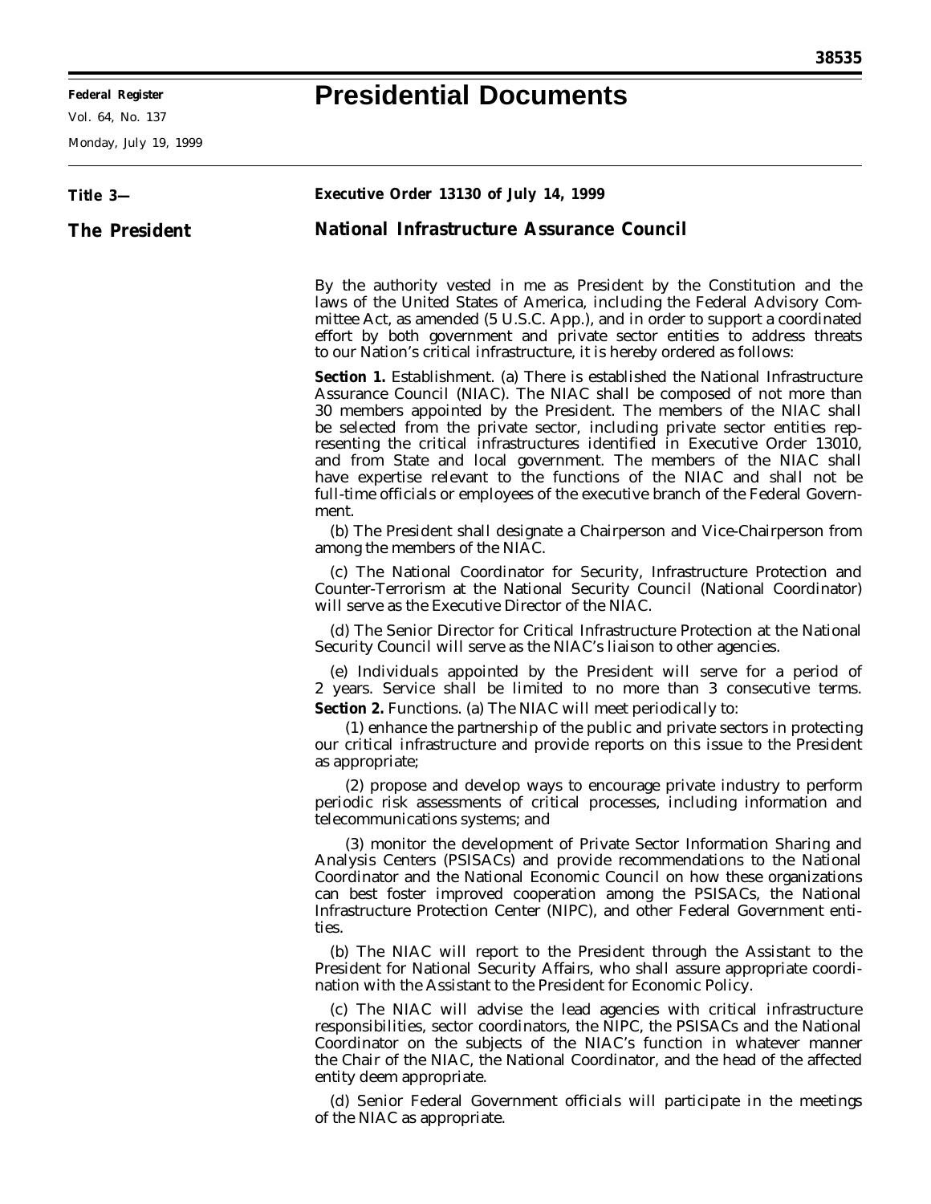# Presidential Documents

**Title 3—**

**The President**

## Executive Order 13130 of July 14, 1999

## National Infrastructure Assurance Council

By the authority vested in me as President by the Constitution and the laws of the United States of America, including the Federal Advisory Committee Act, as amended (5 U.S.C. App.), and in order to support a coordinated effort by both government and private sector entities to address threats to our Nation's critical infrastructure, it is hereby ordered as follows:

**Section 1.** Establishment. (a) There is established the National Infrastructure Assurance Council (NIAC). The NIAC shall be composed of not more than 30 members appointed by the President. The members of the NIAC shall be selected from the private sector, including private sector entities representing the critical infrastructures identified in Executive Order 13010, and from State and local government. The members of the NIAC shall have expertise relevant to the functions of the NIAC and shall not be full-time officials or employees of the executive branch of the Federal Government.

(b) The President shall designate a Chairperson and Vice-Chairperson from among the members of the NIAC.

(c) The National Coordinator for Security, Infrastructure Protection and Counter-Terrorism at the National Security Council (National Coordinator) will serve as the Executive Director of the NIAC.

(d) The Senior Director for Critical Infrastructure Protection at the National Security Council will serve as the NIAC's liaison to other agencies.

(e) Individuals appointed by the President will serve for a period of 2 years. Service shall be limited to no more than 3 consecutive terms.

**Section 2.** Functions. (a) The NIAC will meet periodically to:

(1) enhance the partnership of the public and private sectors in protecting our critical infrastructure and provide reports on this issue to the President as appropriate;

(2) propose and develop ways to encourage private industry to perform periodic risk assessments of critical processes, including information and telecommunications systems; and

(3) monitor the development of Private Sector Information Sharing and Analysis Centers (PSISACs) and provide recommendations to the National Coordinator and the National Economic Council on how these organizations can best foster improved cooperation among the PSISACs, the National Infrastructure Protection Center (NIPC), and other Federal Government entities.

(b) The NIAC will report to the President through the Assistant to the President for National Security Affairs, who shall assure appropriate coordination with the Assistant to the President for Economic Policy.

(c) The NIAC will advise the lead agencies with critical infrastructure responsibilities, sector coordinators, the NIPC, the PSISACs and the National Coordinator on the subjects of the NIAC's function in whatever manner the Chair of the NIAC, the National Coordinator, and the head of the affected entity deem appropriate.

(d) Senior Federal Government officials will participate in the meetings of the NIAC as appropriate.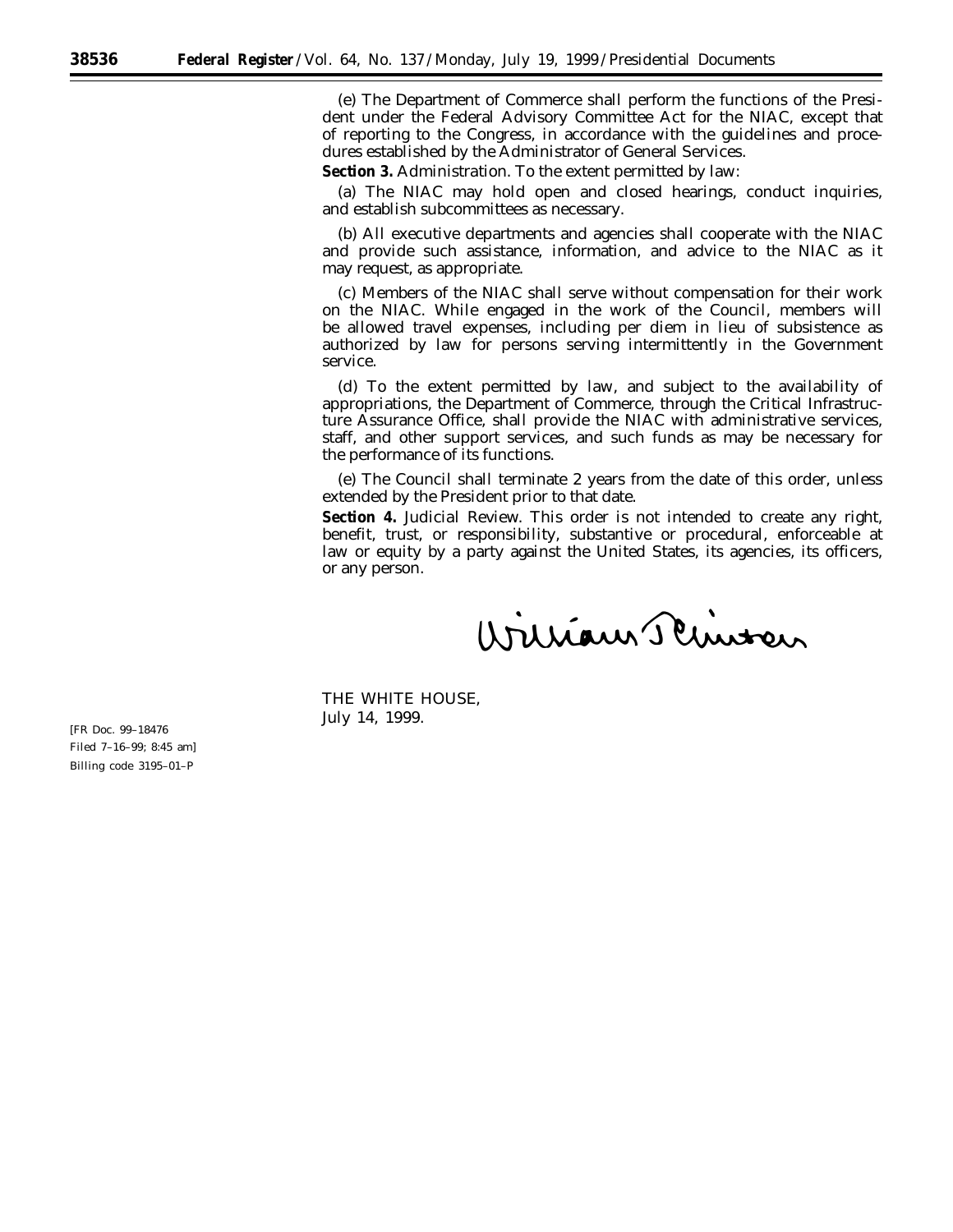(e) The Department of Commerce shall perform the functions of the President under the Federal Advisory Committee Act for the NIAC, except that of reporting to the Congress, in accordance with the guidelines and procedures established by the Administrator of General Services.

**Section 3.** *Administration.* To the extent permitted by law:

(a) The NIAC may hold open and closed hearings, conduct inquiries, and establish subcommittees as necessary.

(b) All executive departments and agencies shall cooperate with the NIAC and provide such assistance, information, and advice to the NIAC as it may request, as appropriate.

(c) Members of the NIAC shall serve without compensation for their work on the NIAC. While engaged in the work of the Council, members will be allowed travel expenses, including per diem in lieu of subsistence as authorized by law for persons serving intermittently in the Government service.

(d) To the extent permitted by law, and subject to the availability of appropriations, the Department of Commerce, through the Critical Infrastructure Assurance Office, shall provide the NIAC with administrative services, staff, and other support services, and such funds as may be necessary for the performance of its functions.

(e) The Council shall terminate 2 years from the date of this order, unless extended by the President prior to that date.

**Section 4.** *Judicial Review.* This order is not intended to create any right, benefit, trust, or responsibility, substantive or procedural, enforceable at law or equity by a party against the United States, its agencies, its officers, or any person.

William J. Clinton

THE WHITE HOUSE,
*July 14, 1999.*

[FR Doc. 99–18476
Filed 7–16–99; 8:45 am]
Billing code 3195–01–P